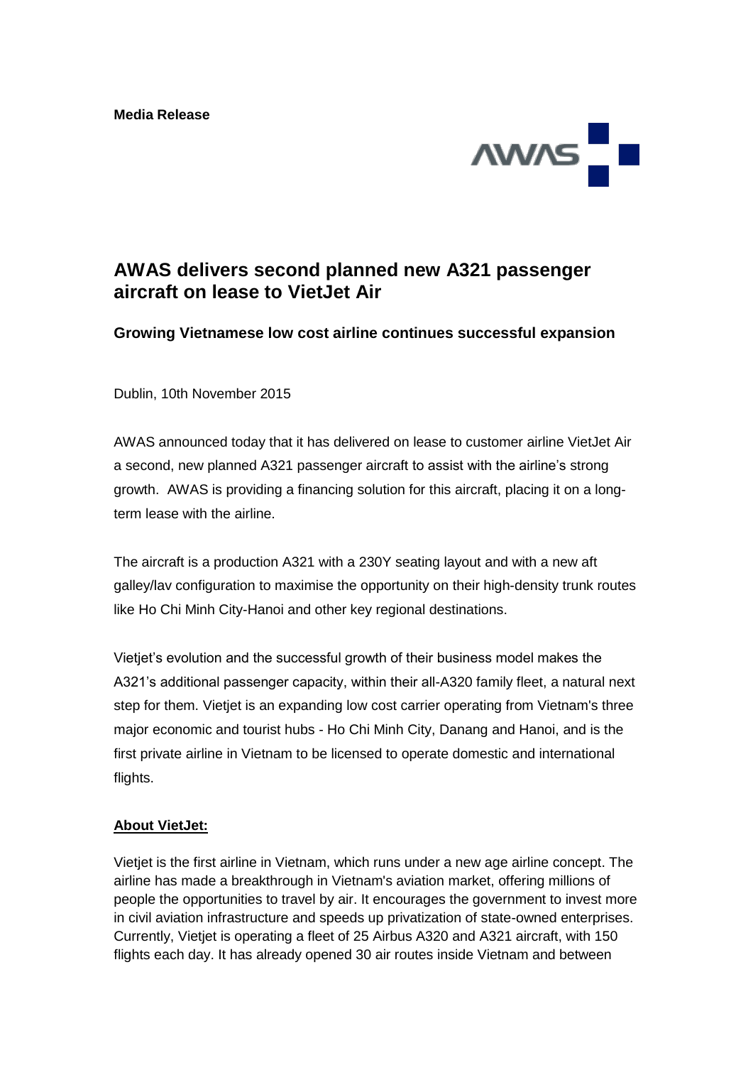**Media Release**

# AWAS delivers second planned new A321 passenger aircraft on lease to VietJet Air

## Growing Vietnamese low cost airline continues successful expansion

Dublin, 10th November 2015

AWAS announced today that it has delivered on lease to customer airline VietJet Air a second, new planned A321 passenger aircraft to assist with the airline's strong growth. AWAS is providing a financing solution for this aircraft, placing it on a long-term lease with the airline.

The aircraft is a production A321 with a 230Y seating layout and with a new aft galley/lav configuration to maximise the opportunity on their high-density trunk routes like Ho Chi Minh City-Hanoi and other key regional destinations.

Vietjet's evolution and the successful growth of their business model makes the A321's additional passenger capacity, within their all-A320 family fleet, a natural next step for them. Vietjet is an expanding low cost carrier operating from Vietnam's three major economic and tourist hubs - Ho Chi Minh City, Danang and Hanoi, and is the first private airline in Vietnam to be licensed to operate domestic and international flights.

**<u>About VietJet:</u>**

Vietjet is the first airline in Vietnam, which runs under a new age airline concept. The airline has made a breakthrough in Vietnam's aviation market, offering millions of people the opportunities to travel by air. It encourages the government to invest more in civil aviation infrastructure and speeds up privatization of state-owned enterprises. Currently, Vietjet is operating a fleet of 25 Airbus A320 and A321 aircraft, with 150 flights each day. It has already opened 30 air routes inside Vietnam and between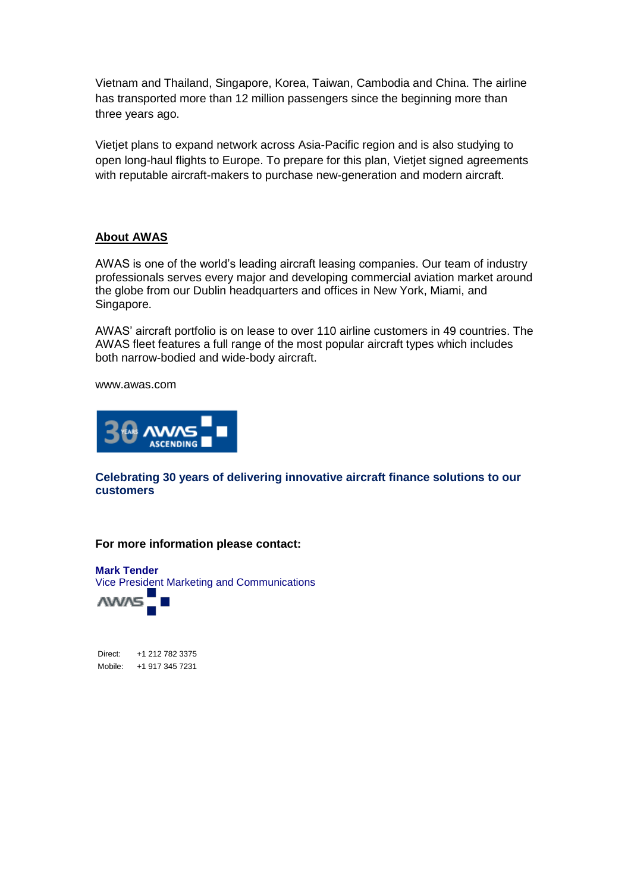Vietnam and Thailand, Singapore, Korea, Taiwan, Cambodia and China. The airline has transported more than 12 million passengers since the beginning more than three years ago.

Vietjet plans to expand network across Asia-Pacific region and is also studying to open long-haul flights to Europe. To prepare for this plan, Vietjet signed agreements with reputable aircraft-makers to purchase new-generation and modern aircraft.

## About AWAS

AWAS is one of the world's leading aircraft leasing companies. Our team of industry professionals serves every major and developing commercial aviation market around the globe from our Dublin headquarters and offices in New York, Miami, and Singapore.

AWAS' aircraft portfolio is on lease to over 110 airline customers in 49 countries. The AWAS fleet features a full range of the most popular aircraft types which includes both narrow-bodied and wide-body aircraft.

www.awas.com

**Celebrating 30 years of delivering innovative aircraft finance solutions to our customers**

**For more information please contact:**

**Mark Tender**
Vice President Marketing and Communications

| | |
|---|---|
| Direct: | +1 212 782 3375 |
| Mobile: | +1 917 345 7231 |